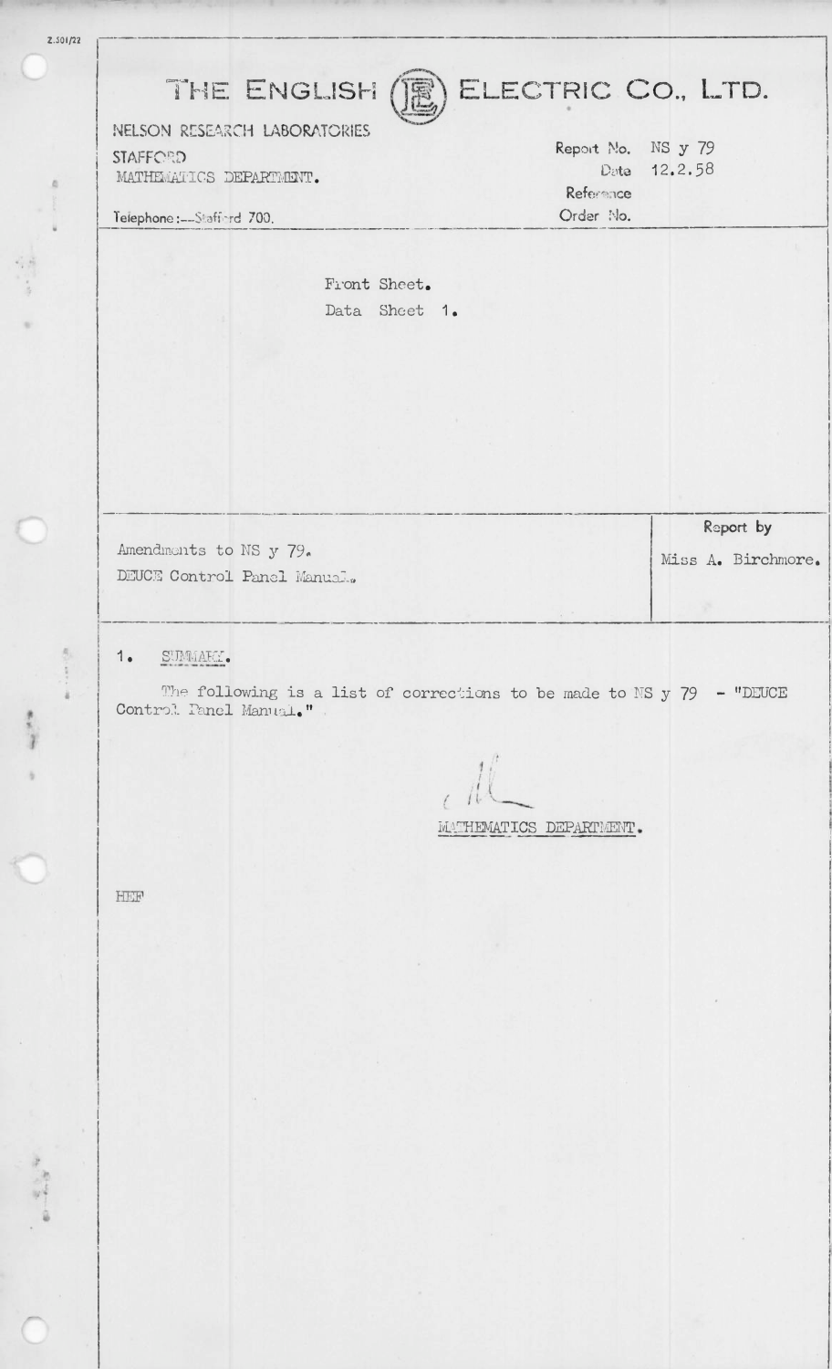Z.501/22

# THE ENGLISH ELECTRIC CO., LTD.

NELSON RESEARCH LABORATORIES
STAFFORD
MATHEMATICS DEPARTMENT.

Telephone:—Stafford 700.

Report No. NS y 79
Date 12.2.58
Reference
Order No.

Front Sheet.
Data Sheet 1.

Amendments to NS y 79.
DEUCE Control Panel Manual.

Report by
Miss A. Birchmore.

## 1. SUMMARY.

The following is a list of corrections to be made to NS y 79 - "DEUCE Control Panel Manual."

MATHEMATICS DEPARTMENT.

HEF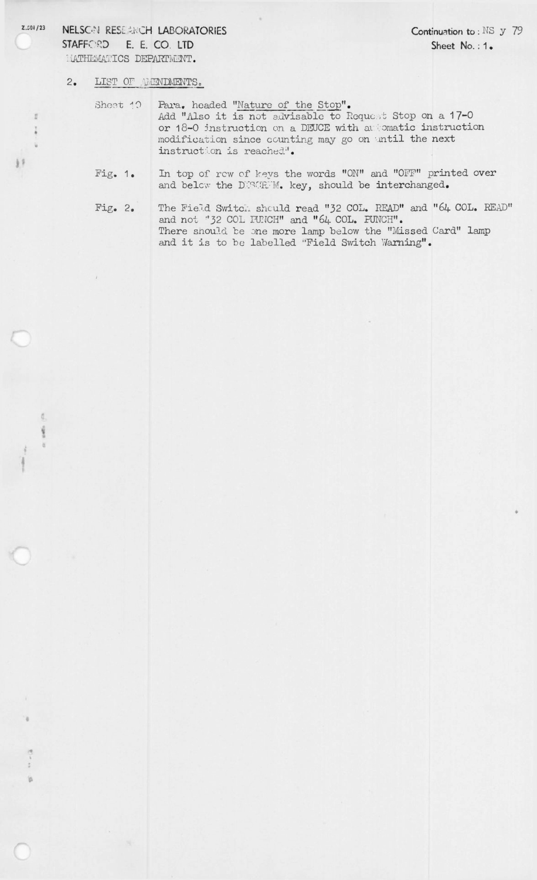Z.501/23 NELSON RESEARCH LABORATORIES
STAFFORD E. E. CO. LTD
MATHEMATICS DEPARTMENT.

Continuation to: NS y 79
Sheet No.: 1.

## 2. LIST OF AMENDMENTS.

Sheet 10 — Para. headed "Nature of the Stop".
Add "Also it is not advisable to Request Stop on a 17-0 or 18-0 instruction on a DEUCE with automatic instruction modification since counting may go on until the next instruction is reached".

Fig. 1. — In top of row of keys the words "ON" and "OFF" printed over and below the DISCRIM. key, should be interchanged.

Fig. 2. — The Field Switch should read "32 COL. READ" and "64 COL. READ" and not "32 COL PUNCH" and "64 COL. PUNCH".
There should be one more lamp below the "Missed Card" lamp and it is to be labelled "Field Switch Warning".